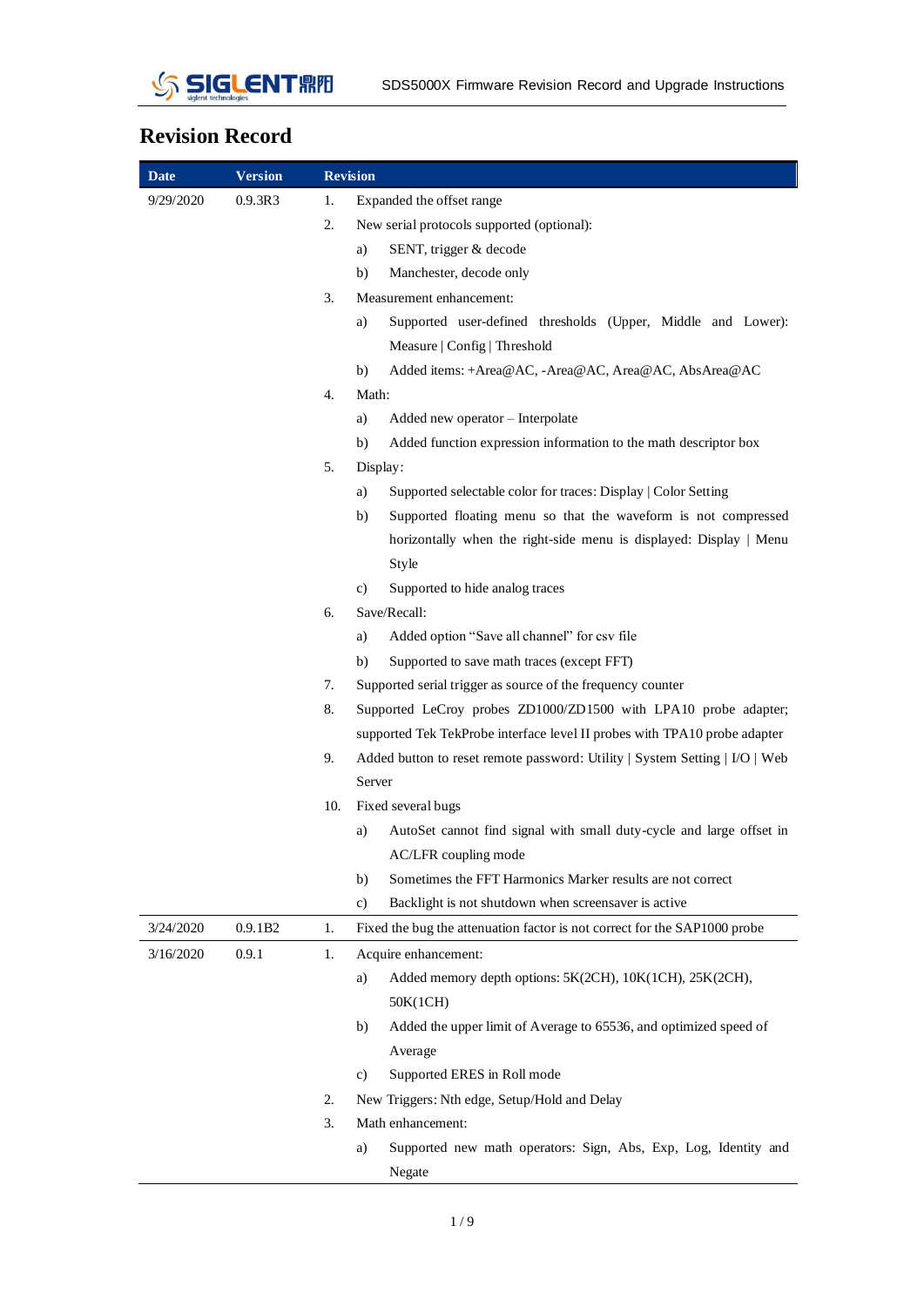# Revision Record

| Date | Version | Revision |
|---|---|---|
| 9/29/2020 | 0.9.3R3 | 1. Expanded the offset range<br>2. New serial protocols supported (optional):<br>  a) SENT, trigger & decode<br>  b) Manchester, decode only<br>3. Measurement enhancement:<br>  a) Supported user-defined thresholds (Upper, Middle and Lower): Measure \| Config \| Threshold<br>  b) Added items: +Area@AC, -Area@AC, Area@AC, AbsArea@AC<br>4. Math:<br>  a) Added new operator – Interpolate<br>  b) Added function expression information to the math descriptor box<br>5. Display:<br>  a) Supported selectable color for traces: Display \| Color Setting<br>  b) Supported floating menu so that the waveform is not compressed horizontally when the right-side menu is displayed: Display \| Menu Style<br>  c) Supported to hide analog traces<br>6. Save/Recall:<br>  a) Added option "Save all channel" for csv file<br>  b) Supported to save math traces (except FFT)<br>7. Supported serial trigger as source of the frequency counter<br>8. Supported LeCroy probes ZD1000/ZD1500 with LPA10 probe adapter; supported Tek TekProbe interface level II probes with TPA10 probe adapter<br>9. Added button to reset remote password: Utility \| System Setting \| I/O \| Web Server<br>10. Fixed several bugs<br>  a) AutoSet cannot find signal with small duty-cycle and large offset in AC/LFR coupling mode<br>  b) Sometimes the FFT Harmonics Marker results are not correct<br>  c) Backlight is not shutdown when screensaver is active |
| 3/24/2020 | 0.9.1B2 | 1. Fixed the bug the attenuation factor is not correct for the SAP1000 probe |
| 3/16/2020 | 0.9.1 | 1. Acquire enhancement:<br>  a) Added memory depth options: 5K(2CH), 10K(1CH), 25K(2CH), 50K(1CH)<br>  b) Added the upper limit of Average to 65536, and optimized speed of Average<br>  c) Supported ERES in Roll mode<br>2. New Triggers: Nth edge, Setup/Hold and Delay<br>3. Math enhancement:<br>  a) Supported new math operators: Sign, Abs, Exp, Log, Identity and Negate |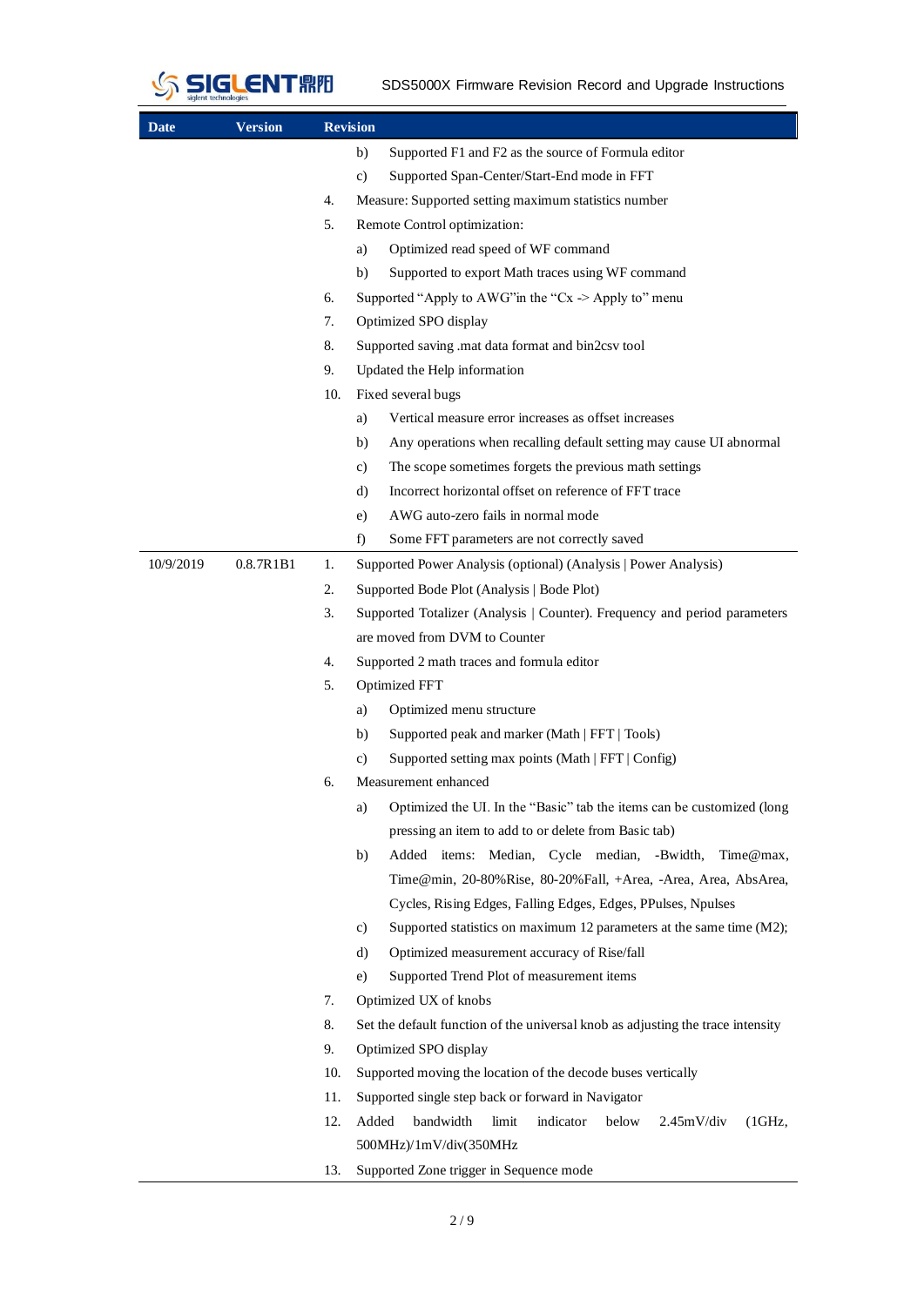| Date | Version | Revision |
|---|---|---|
| | | b) Supported F1 and F2 as the source of Formula editor<br>c) Supported Span-Center/Start-End mode in FFT<br>4. Measure: Supported setting maximum statistics number<br>5. Remote Control optimization:<br>a) Optimized read speed of WF command<br>b) Supported to export Math traces using WF command<br>6. Supported "Apply to AWG"in the "Cx -> Apply to" menu<br>7. Optimized SPO display<br>8. Supported saving .mat data format and bin2csv tool<br>9. Updated the Help information<br>10. Fixed several bugs<br>a) Vertical measure error increases as offset increases<br>b) Any operations when recalling default setting may cause UI abnormal<br>c) The scope sometimes forgets the previous math settings<br>d) Incorrect horizontal offset on reference of FFT trace<br>e) AWG auto-zero fails in normal mode<br>f) Some FFT parameters are not correctly saved |
| 10/9/2019 | 0.8.7R1B1 | 1. Supported Power Analysis (optional) (Analysis \| Power Analysis)<br>2. Supported Bode Plot (Analysis \| Bode Plot)<br>3. Supported Totalizer (Analysis \| Counter). Frequency and period parameters are moved from DVM to Counter<br>4. Supported 2 math traces and formula editor<br>5. Optimized FFT<br>a) Optimized menu structure<br>b) Supported peak and marker (Math \| FFT \| Tools)<br>c) Supported setting max points (Math \| FFT \| Config)<br>6. Measurement enhanced<br>a) Optimized the UI. In the "Basic" tab the items can be customized (long pressing an item to add to or delete from Basic tab)<br>b) Added items: Median, Cycle median, -Bwidth, Time@max, Time@min, 20-80%Rise, 80-20%Fall, +Area, -Area, Area, AbsArea, Cycles, Rising Edges, Falling Edges, Edges, PPulses, Npulses<br>c) Supported statistics on maximum 12 parameters at the same time (M2);<br>d) Optimized measurement accuracy of Rise/fall<br>e) Supported Trend Plot of measurement items<br>7. Optimized UX of knobs<br>8. Set the default function of the universal knob as adjusting the trace intensity<br>9. Optimized SPO display<br>10. Supported moving the location of the decode buses vertically<br>11. Supported single step back or forward in Navigator<br>12. Added bandwidth limit indicator below 2.45mV/div (1GHz, 500MHz)/1mV/div(350MHz<br>13. Supported Zone trigger in Sequence mode |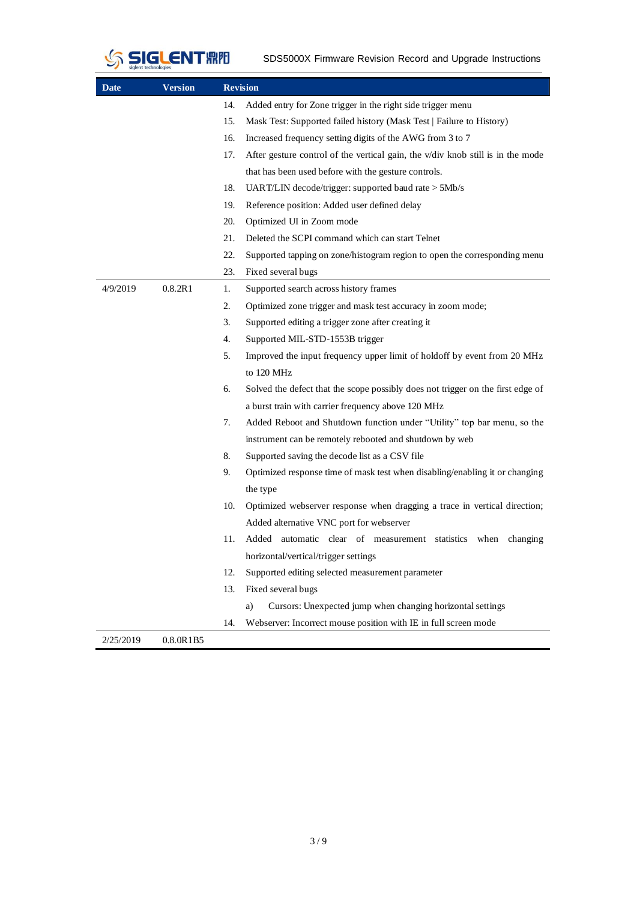| Date | Version | Revision |
|---|---|---|
| | | 14. Added entry for Zone trigger in the right side trigger menu<br>15. Mask Test: Supported failed history (Mask Test \| Failure to History)<br>16. Increased frequency setting digits of the AWG from 3 to 7<br>17. After gesture control of the vertical gain, the v/div knob still is in the mode that has been used before with the gesture controls.<br>18. UART/LIN decode/trigger: supported baud rate > 5Mb/s<br>19. Reference position: Added user defined delay<br>20. Optimized UI in Zoom mode<br>21. Deleted the SCPI command which can start Telnet<br>22. Supported tapping on zone/histogram region to open the corresponding menu<br>23. Fixed several bugs |
| 4/9/2019 | 0.8.2R1 | 1. Supported search across history frames<br>2. Optimized zone trigger and mask test accuracy in zoom mode;<br>3. Supported editing a trigger zone after creating it<br>4. Supported MIL-STD-1553B trigger<br>5. Improved the input frequency upper limit of holdoff by event from 20 MHz to 120 MHz<br>6. Solved the defect that the scope possibly does not trigger on the first edge of a burst train with carrier frequency above 120 MHz<br>7. Added Reboot and Shutdown function under "Utility" top bar menu, so the instrument can be remotely rebooted and shutdown by web<br>8. Supported saving the decode list as a CSV file<br>9. Optimized response time of mask test when disabling/enabling it or changing the type<br>10. Optimized webserver response when dragging a trace in vertical direction; Added alternative VNC port for webserver<br>11. Added automatic clear of measurement statistics when changing horizontal/vertical/trigger settings<br>12. Supported editing selected measurement parameter<br>13. Fixed several bugs<br>a) Cursors: Unexpected jump when changing horizontal settings<br>14. Webserver: Incorrect mouse position with IE in full screen mode |
| 2/25/2019 | 0.8.0R1B5 | |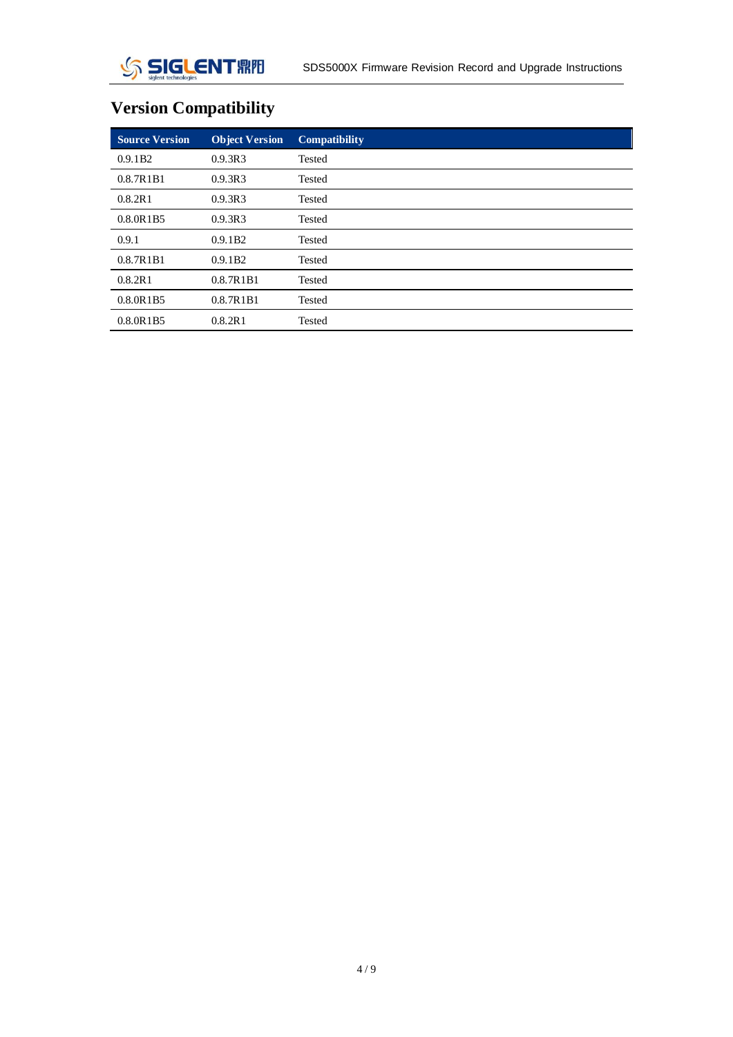# Version Compatibility

| Source Version | Object Version | Compatibility |
|---|---|---|
| 0.9.1B2 | 0.9.3R3 | Tested |
| 0.8.7R1B1 | 0.9.3R3 | Tested |
| 0.8.2R1 | 0.9.3R3 | Tested |
| 0.8.0R1B5 | 0.9.3R3 | Tested |
| 0.9.1 | 0.9.1B2 | Tested |
| 0.8.7R1B1 | 0.9.1B2 | Tested |
| 0.8.2R1 | 0.8.7R1B1 | Tested |
| 0.8.0R1B5 | 0.8.7R1B1 | Tested |
| 0.8.0R1B5 | 0.8.2R1 | Tested |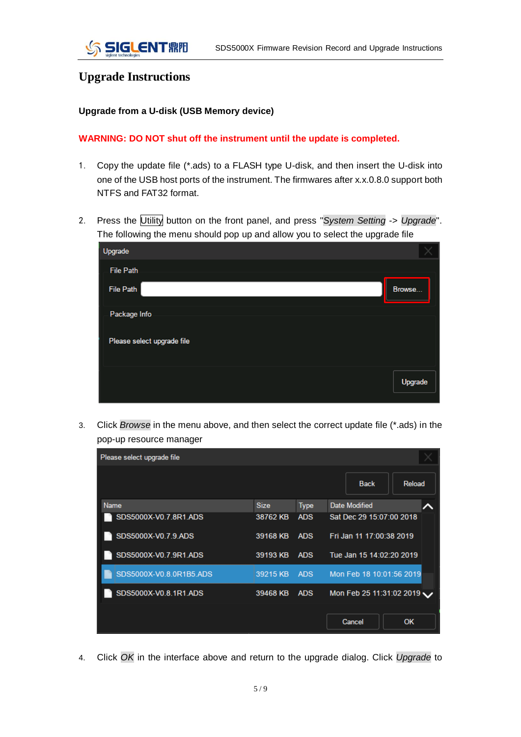# Upgrade Instructions

**Upgrade from a U-disk (USB Memory device)**

**WARNING: DO NOT shut off the instrument until the update is completed.**

1. Copy the update file (*.ads) to a FLASH type U-disk, and then insert the U-disk into one of the USB host ports of the instrument. The firmwares after x.x.0.8.0 support both NTFS and FAT32 format.

2. Press the Utility button on the front panel, and press "*System Setting* -> *Upgrade*". The following the menu should pop up and allow you to select the upgrade file

3. Click *Browse* in the menu above, and then select the correct update file (*.ads) in the pop-up resource manager

4. Click *OK* in the interface above and return to the upgrade dialog. Click *Upgrade* to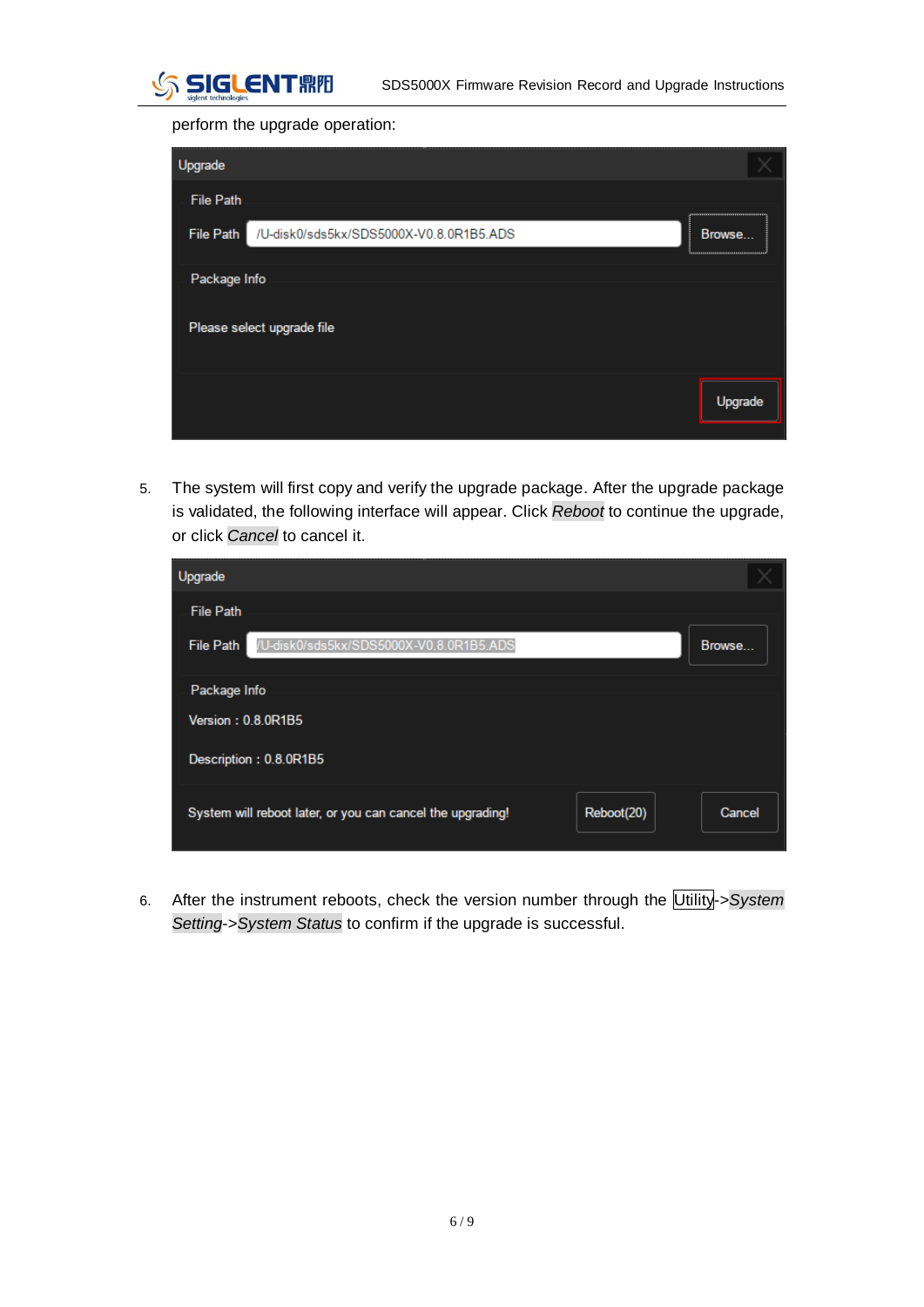perform the upgrade operation:

5. The system will first copy and verify the upgrade package. After the upgrade package is validated, the following interface will appear. Click *Reboot* to continue the upgrade, or click *Cancel* to cancel it.

6. After the instrument reboots, check the version number through the Utility->*System Setting*->*System Status* to confirm if the upgrade is successful.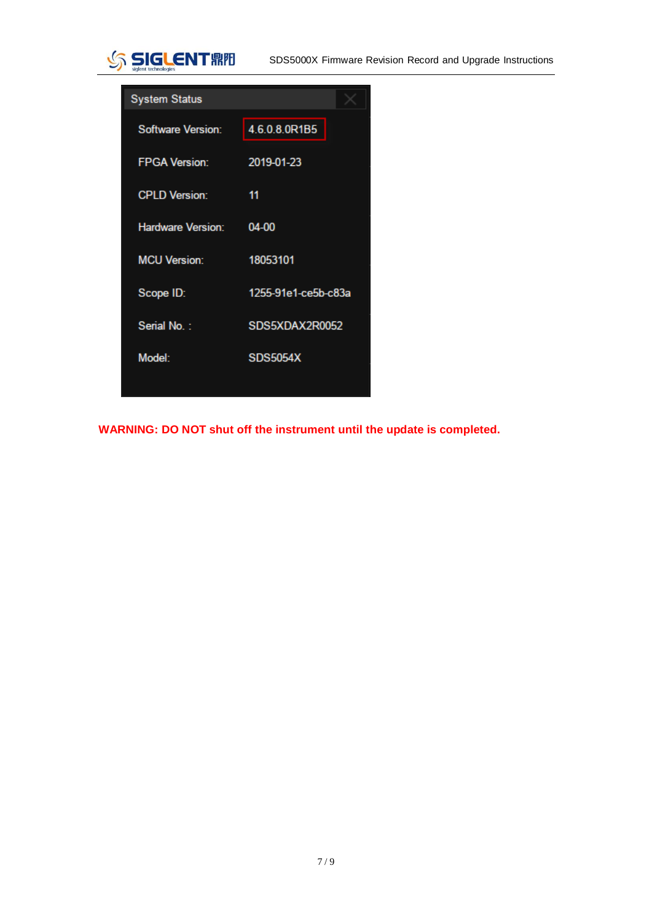| System Status | |
|---|---|
| Software Version: | 4.6.0.8.0R1B5 |
| FPGA Version: | 2019-01-23 |
| CPLD Version: | 11 |
| Hardware Version: | 04-00 |
| MCU Version: | 18053101 |
| Scope ID: | 1255-91e1-ce5b-c83a |
| Serial No. : | SDS5XDAX2R0052 |
| Model: | SDS5054X |

**WARNING: DO NOT shut off the instrument until the update is completed.**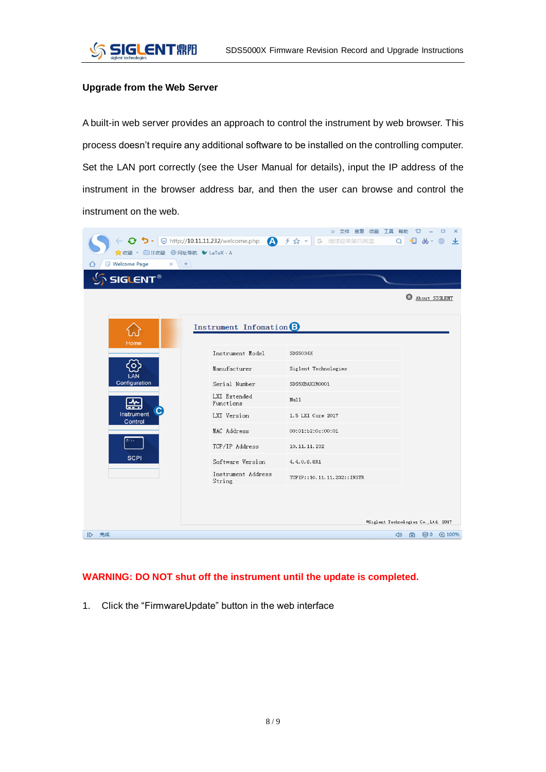**Upgrade from the Web Server**

A built-in web server provides an approach to control the instrument by web browser. This process doesn't require any additional software to be installed on the controlling computer. Set the LAN port correctly (see the User Manual for details), input the IP address of the instrument in the browser address bar, and then the user can browse and control the instrument on the web.

**WARNING: DO NOT shut off the instrument until the update is completed.**

1. Click the "FirmwareUpdate" button in the web interface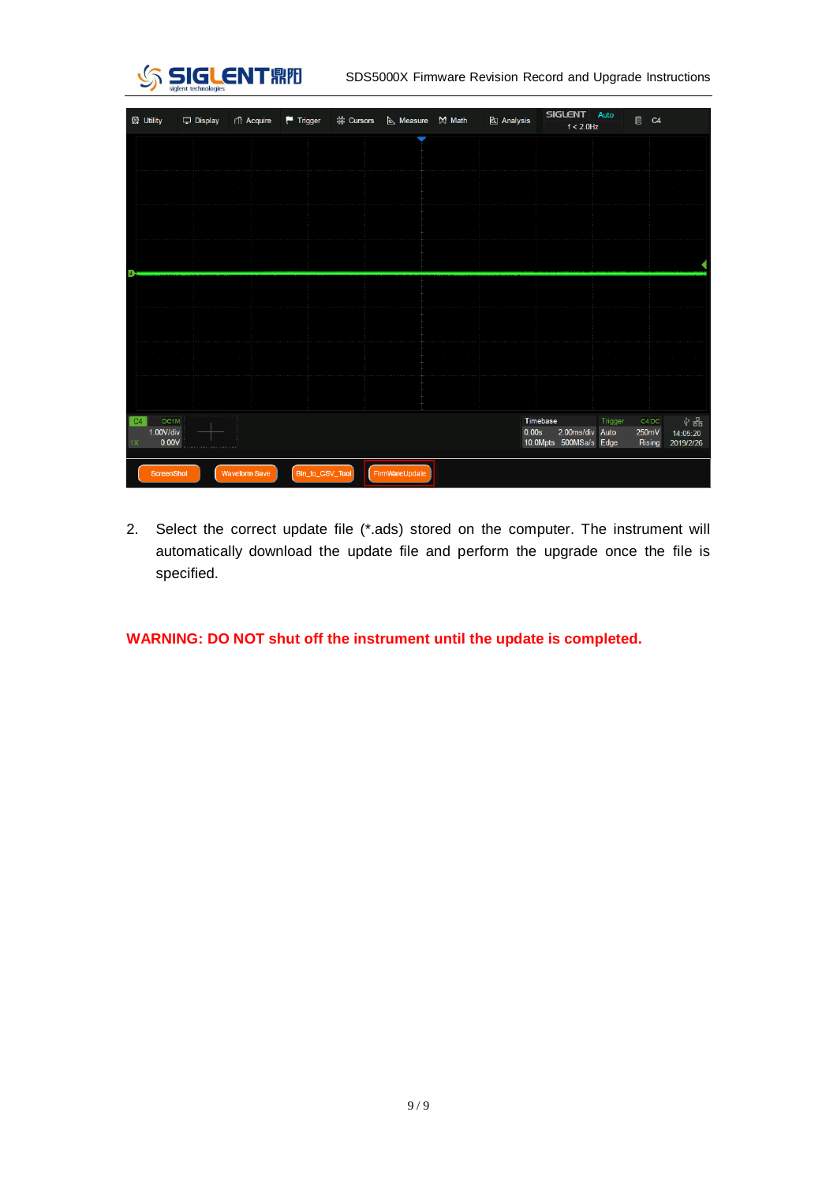2. Select the correct update file (*.ads) stored on the computer. The instrument will automatically download the update file and perform the upgrade once the file is specified.

**WARNING: DO NOT shut off the instrument until the update is completed.**